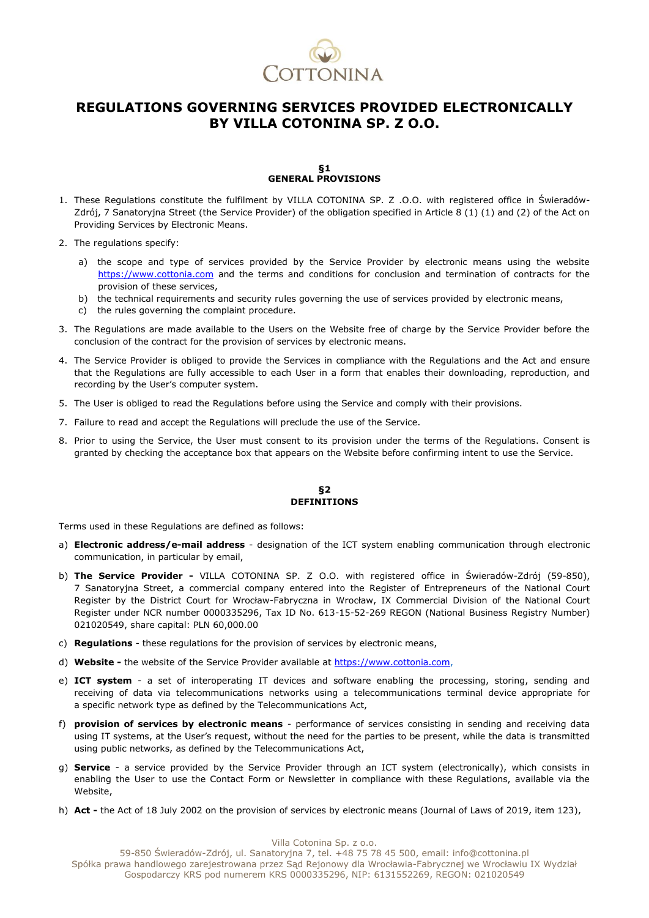COTTONINA

# REGULATIONS GOVERNING SERVICES PROVIDED ELECTRONICALLY BY VILLA COTONINA SP. Z O.O.

## §1 GENERAL PROVISIONS

1. These Regulations constitute the fulfilment by VILLA COTONINA SP. Z .O.O. with registered office in Świeradów-Zdrój, 7 Sanatoryjna Street (the Service Provider) of the obligation specified in Article 8 (1) (1) and (2) of the Act on Providing Services by Electronic Means.
2. The regulations specify:
   a) the scope and type of services provided by the Service Provider by electronic means using the website https://www.cottonia.com and the terms and conditions for conclusion and termination of contracts for the provision of these services,
   b) the technical requirements and security rules governing the use of services provided by electronic means,
   c) the rules governing the complaint procedure.
3. The Regulations are made available to the Users on the Website free of charge by the Service Provider before the conclusion of the contract for the provision of services by electronic means.
4. The Service Provider is obliged to provide the Services in compliance with the Regulations and the Act and ensure that the Regulations are fully accessible to each User in a form that enables their downloading, reproduction, and recording by the User's computer system.
5. The User is obliged to read the Regulations before using the Service and comply with their provisions.
7. Failure to read and accept the Regulations will preclude the use of the Service.
8. Prior to using the Service, the User must consent to its provision under the terms of the Regulations. Consent is granted by checking the acceptance box that appears on the Website before confirming intent to use the Service.

## §2 DEFINITIONS

Terms used in these Regulations are defined as follows:

a) **Electronic address/e-mail address** - designation of the ICT system enabling communication through electronic communication, in particular by email,

b) **The Service Provider -** VILLA COTONINA SP. Z O.O. with registered office in Świeradów-Zdrój (59-850), 7 Sanatoryjna Street, a commercial company entered into the Register of Entrepreneurs of the National Court Register by the District Court for Wrocław-Fabryczna in Wrocław, IX Commercial Division of the National Court Register under NCR number 0000335296, Tax ID No. 613-15-52-269 REGON (National Business Registry Number) 021020549, share capital: PLN 60,000.00

c) **Regulations** - these regulations for the provision of services by electronic means,

d) **Website -** the website of the Service Provider available at https://www.cottonia.com,

e) **ICT system** - a set of interoperating IT devices and software enabling the processing, storing, sending and receiving of data via telecommunications networks using a telecommunications terminal device appropriate for a specific network type as defined by the Telecommunications Act,

f) **provision of services by electronic means** - performance of services consisting in sending and receiving data using IT systems, at the User's request, without the need for the parties to be present, while the data is transmitted using public networks, as defined by the Telecommunications Act,

g) **Service** - a service provided by the Service Provider through an ICT system (electronically), which consists in enabling the User to use the Contact Form or Newsletter in compliance with these Regulations, available via the Website,

h) **Act -** the Act of 18 July 2002 on the provision of services by electronic means (Journal of Laws of 2019, item 123),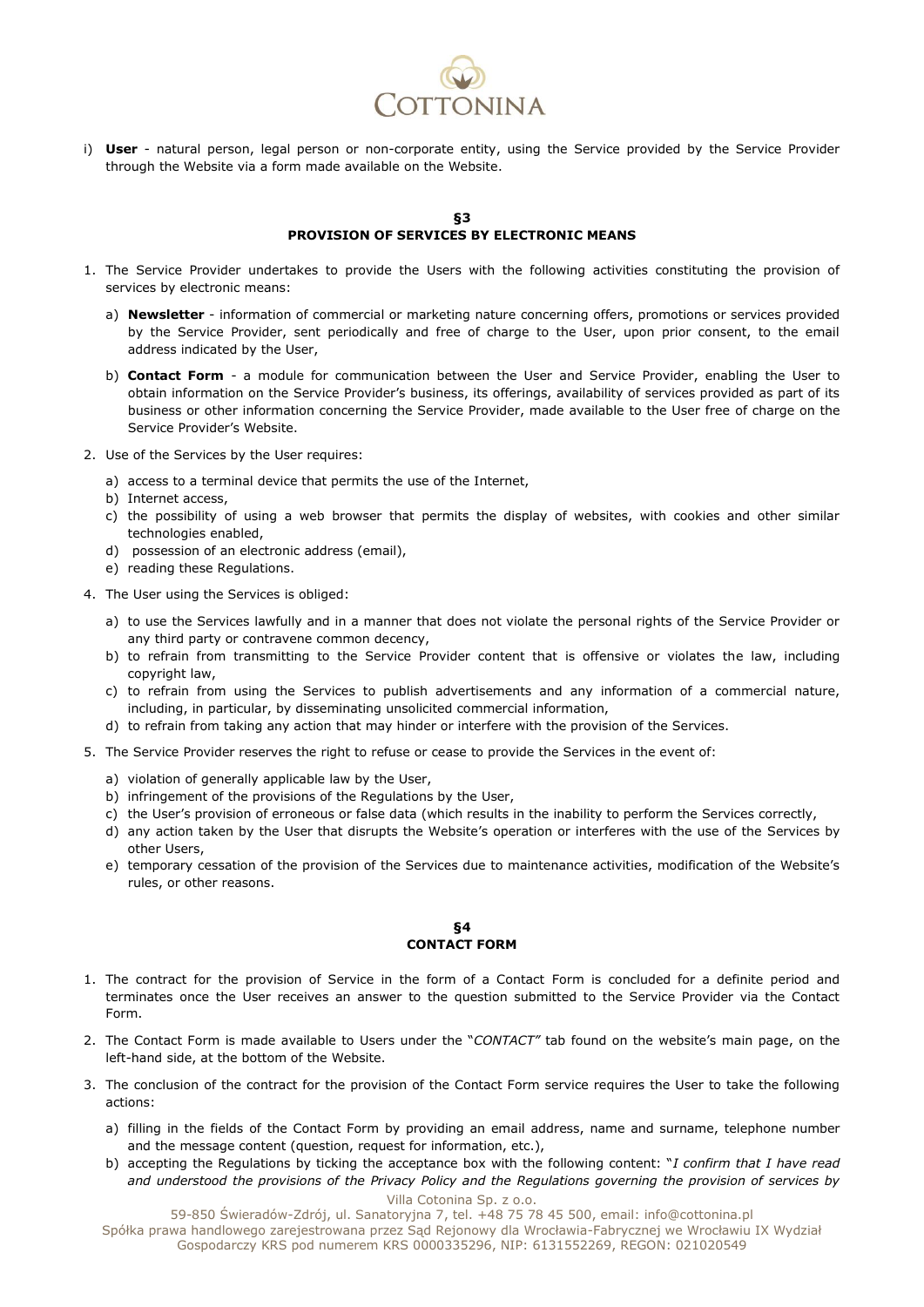i) **User** - natural person, legal person or non-corporate entity, using the Service provided by the Service Provider through the Website via a form made available on the Website.

## §3
## PROVISION OF SERVICES BY ELECTRONIC MEANS

1. The Service Provider undertakes to provide the Users with the following activities constituting the provision of services by electronic means:

   a) **Newsletter** - information of commercial or marketing nature concerning offers, promotions or services provided by the Service Provider, sent periodically and free of charge to the User, upon prior consent, to the email address indicated by the User,

   b) **Contact Form** - a module for communication between the User and Service Provider, enabling the User to obtain information on the Service Provider's business, its offerings, availability of services provided as part of its business or other information concerning the Service Provider, made available to the User free of charge on the Service Provider's Website.

2. Use of the Services by the User requires:

   a) access to a terminal device that permits the use of the Internet,
   b) Internet access,
   c) the possibility of using a web browser that permits the display of websites, with cookies and other similar technologies enabled,
   d) possession of an electronic address (email),
   e) reading these Regulations.

4. The User using the Services is obliged:

   a) to use the Services lawfully and in a manner that does not violate the personal rights of the Service Provider or any third party or contravene common decency,
   b) to refrain from transmitting to the Service Provider content that is offensive or violates the law, including copyright law,
   c) to refrain from using the Services to publish advertisements and any information of a commercial nature, including, in particular, by disseminating unsolicited commercial information,
   d) to refrain from taking any action that may hinder or interfere with the provision of the Services.

5. The Service Provider reserves the right to refuse or cease to provide the Services in the event of:

   a) violation of generally applicable law by the User,
   b) infringement of the provisions of the Regulations by the User,
   c) the User's provision of erroneous or false data (which results in the inability to perform the Services correctly,
   d) any action taken by the User that disrupts the Website's operation or interferes with the use of the Services by other Users,
   e) temporary cessation of the provision of the Services due to maintenance activities, modification of the Website's rules, or other reasons.

## §4
## CONTACT FORM

1. The contract for the provision of Service in the form of a Contact Form is concluded for a definite period and terminates once the User receives an answer to the question submitted to the Service Provider via the Contact Form.

2. The Contact Form is made available to Users under the "*CONTACT*" tab found on the website's main page, on the left-hand side, at the bottom of the Website.

3. The conclusion of the contract for the provision of the Contact Form service requires the User to take the following actions:

   a) filling in the fields of the Contact Form by providing an email address, name and surname, telephone number and the message content (question, request for information, etc.),
   b) accepting the Regulations by ticking the acceptance box with the following content: "*I confirm that I have read and understood the provisions of the Privacy Policy and the Regulations governing the provision of services by*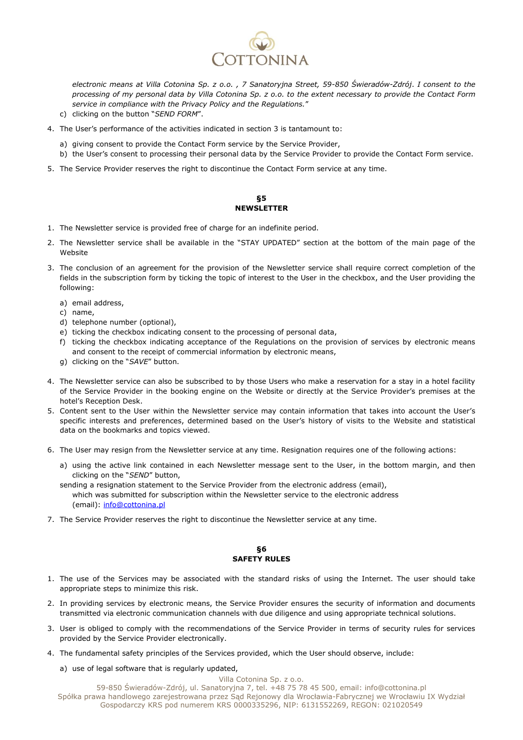*electronic means at Villa Cotonina Sp. z o.o. , 7 Sanatoryjna Street, 59-850 Świeradów-Zdrój. I consent to the processing of my personal data by Villa Cotonina Sp. z o.o. to the extent necessary to provide the Contact Form service in compliance with the Privacy Policy and the Regulations.*"

c) clicking on the button "*SEND FORM*".

4. The User's performance of the activities indicated in section 3 is tantamount to:
   a) giving consent to provide the Contact Form service by the Service Provider,
   b) the User's consent to processing their personal data by the Service Provider to provide the Contact Form service.
5. The Service Provider reserves the right to discontinue the Contact Form service at any time.

## §5
## NEWSLETTER

1. The Newsletter service is provided free of charge for an indefinite period.
2. The Newsletter service shall be available in the "STAY UPDATED" section at the bottom of the main page of the Website
3. The conclusion of an agreement for the provision of the Newsletter service shall require correct completion of the fields in the subscription form by ticking the topic of interest to the User in the checkbox, and the User providing the following:
   a) email address,
   c) name,
   d) telephone number (optional),
   e) ticking the checkbox indicating consent to the processing of personal data,
   f) ticking the checkbox indicating acceptance of the Regulations on the provision of services by electronic means and consent to the receipt of commercial information by electronic means,
   g) clicking on the "*SAVE*" button.
4. The Newsletter service can also be subscribed to by those Users who make a reservation for a stay in a hotel facility of the Service Provider in the booking engine on the Website or directly at the Service Provider's premises at the hotel's Reception Desk.
5. Content sent to the User within the Newsletter service may contain information that takes into account the User's specific interests and preferences, determined based on the User's history of visits to the Website and statistical data on the bookmarks and topics viewed.
6. The User may resign from the Newsletter service at any time. Resignation requires one of the following actions:
   a) using the active link contained in each Newsletter message sent to the User, in the bottom margin, and then clicking on the "*SEND*" button,

   sending a resignation statement to the Service Provider from the electronic address (email), which was submitted for subscription within the Newsletter service to the electronic address (email): info@cottonina.pl
7. The Service Provider reserves the right to discontinue the Newsletter service at any time.

## §6
## SAFETY RULES

1. The use of the Services may be associated with the standard risks of using the Internet. The user should take appropriate steps to minimize this risk.
2. In providing services by electronic means, the Service Provider ensures the security of information and documents transmitted via electronic communication channels with due diligence and using appropriate technical solutions.
3. User is obliged to comply with the recommendations of the Service Provider in terms of security rules for services provided by the Service Provider electronically.
4. The fundamental safety principles of the Services provided, which the User should observe, include:
   a) use of legal software that is regularly updated,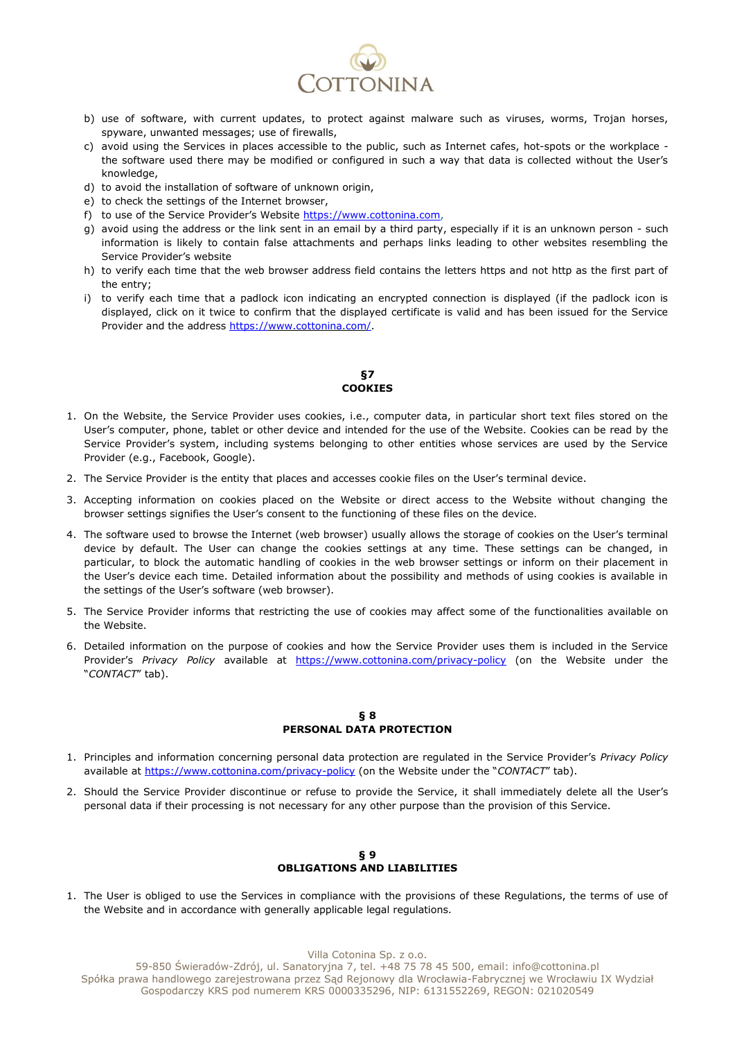b) use of software, with current updates, to protect against malware such as viruses, worms, Trojan horses, spyware, unwanted messages; use of firewalls,
c) avoid using the Services in places accessible to the public, such as Internet cafes, hot-spots or the workplace - the software used there may be modified or configured in such a way that data is collected without the User's knowledge,
d) to avoid the installation of software of unknown origin,
e) to check the settings of the Internet browser,
f) to use of the Service Provider's Website https://www.cottonina.com,
g) avoid using the address or the link sent in an email by a third party, especially if it is an unknown person - such information is likely to contain false attachments and perhaps links leading to other websites resembling the Service Provider's website
h) to verify each time that the web browser address field contains the letters https and not http as the first part of the entry;
i) to verify each time that a padlock icon indicating an encrypted connection is displayed (if the padlock icon is displayed, click on it twice to confirm that the displayed certificate is valid and has been issued for the Service Provider and the address https://www.cottonina.com/.

## §7
## COOKIES

1. On the Website, the Service Provider uses cookies, i.e., computer data, in particular short text files stored on the User's computer, phone, tablet or other device and intended for the use of the Website. Cookies can be read by the Service Provider's system, including systems belonging to other entities whose services are used by the Service Provider (e.g., Facebook, Google).
2. The Service Provider is the entity that places and accesses cookie files on the User's terminal device.
3. Accepting information on cookies placed on the Website or direct access to the Website without changing the browser settings signifies the User's consent to the functioning of these files on the device.
4. The software used to browse the Internet (web browser) usually allows the storage of cookies on the User's terminal device by default. The User can change the cookies settings at any time. These settings can be changed, in particular, to block the automatic handling of cookies in the web browser settings or inform on their placement in the User's device each time. Detailed information about the possibility and methods of using cookies is available in the settings of the User's software (web browser).
5. The Service Provider informs that restricting the use of cookies may affect some of the functionalities available on the Website.
6. Detailed information on the purpose of cookies and how the Service Provider uses them is included in the Service Provider's *Privacy Policy* available at https://www.cottonina.com/privacy-policy (on the Website under the "*CONTACT*" tab).

## § 8
## PERSONAL DATA PROTECTION

1. Principles and information concerning personal data protection are regulated in the Service Provider's *Privacy Policy* available at https://www.cottonina.com/privacy-policy (on the Website under the "*CONTACT*" tab).
2. Should the Service Provider discontinue or refuse to provide the Service, it shall immediately delete all the User's personal data if their processing is not necessary for any other purpose than the provision of this Service.

## § 9
## OBLIGATIONS AND LIABILITIES

1. The User is obliged to use the Services in compliance with the provisions of these Regulations, the terms of use of the Website and in accordance with generally applicable legal regulations.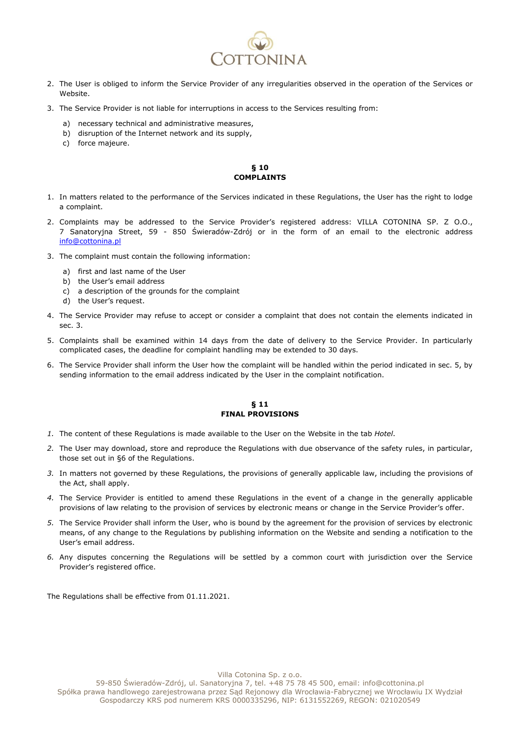2. The User is obliged to inform the Service Provider of any irregularities observed in the operation of the Services or Website.
3. The Service Provider is not liable for interruptions in access to the Services resulting from:
   a) necessary technical and administrative measures,
   b) disruption of the Internet network and its supply,
   c) force majeure.

## § 10
## COMPLAINTS

1. In matters related to the performance of the Services indicated in these Regulations, the User has the right to lodge a complaint.
2. Complaints may be addressed to the Service Provider's registered address: VILLA COTONINA SP. Z O.O., 7 Sanatoryjna Street, 59 - 850 Świeradów-Zdrój or in the form of an email to the electronic address info@cottonina.pl
3. The complaint must contain the following information:
   a) first and last name of the User
   b) the User's email address
   c) a description of the grounds for the complaint
   d) the User's request.
4. The Service Provider may refuse to accept or consider a complaint that does not contain the elements indicated in sec. 3.
5. Complaints shall be examined within 14 days from the date of delivery to the Service Provider. In particularly complicated cases, the deadline for complaint handling may be extended to 30 days.
6. The Service Provider shall inform the User how the complaint will be handled within the period indicated in sec. 5, by sending information to the email address indicated by the User in the complaint notification.

## § 11
## FINAL PROVISIONS

1. The content of these Regulations is made available to the User on the Website in the tab *Hotel*.
2. The User may download, store and reproduce the Regulations with due observance of the safety rules, in particular, those set out in §6 of the Regulations.
3. In matters not governed by these Regulations, the provisions of generally applicable law, including the provisions of the Act, shall apply.
4. The Service Provider is entitled to amend these Regulations in the event of a change in the generally applicable provisions of law relating to the provision of services by electronic means or change in the Service Provider's offer.
5. The Service Provider shall inform the User, who is bound by the agreement for the provision of services by electronic means, of any change to the Regulations by publishing information on the Website and sending a notification to the User's email address.
6. Any disputes concerning the Regulations will be settled by a common court with jurisdiction over the Service Provider's registered office.

The Regulations shall be effective from 01.11.2021.